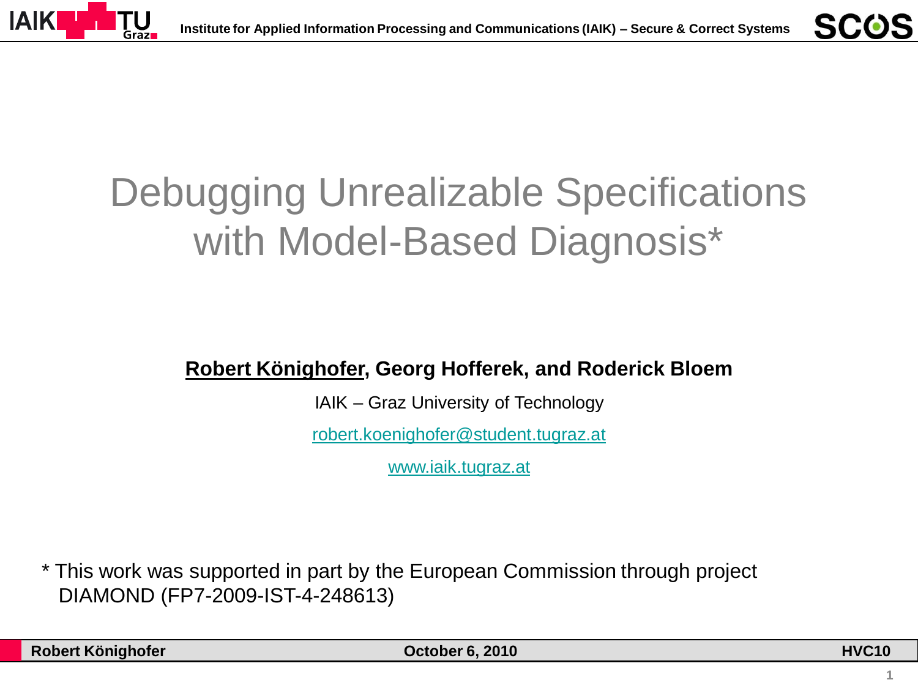# Debugging Unrealizable Specifications with Model-Based Diagnosis*

**Robert Könighofer, Georg Hofferek, and Roderick Bloem**

IAIK – Graz University of Technology

robert.koenighofer@student.tugraz.at

www.iaik.tugraz.at

* This work was supported in part by the European Commission through project DIAMOND (FP7-2009-IST-4-248613)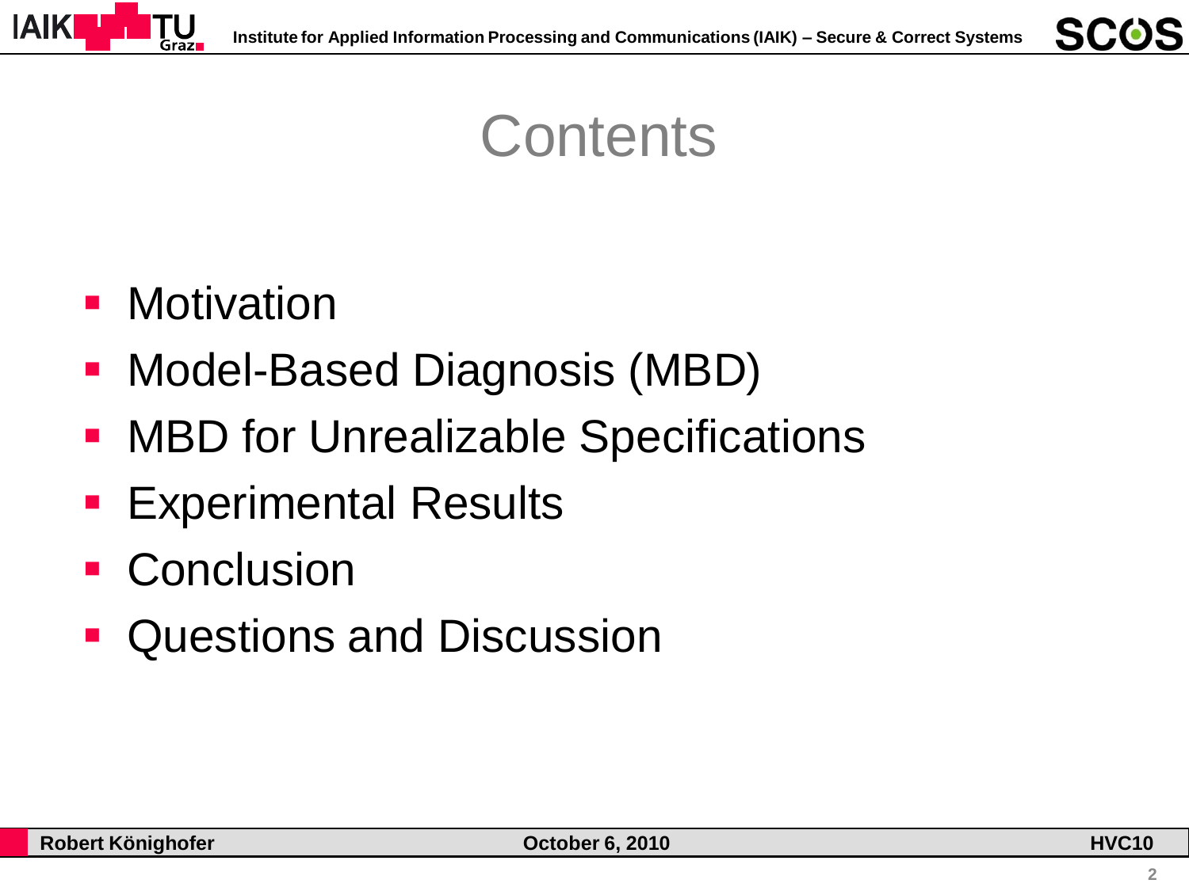# Contents

- Motivation
- Model-Based Diagnosis (MBD)
- MBD for Unrealizable Specifications
- Experimental Results
- Conclusion
- Questions and Discussion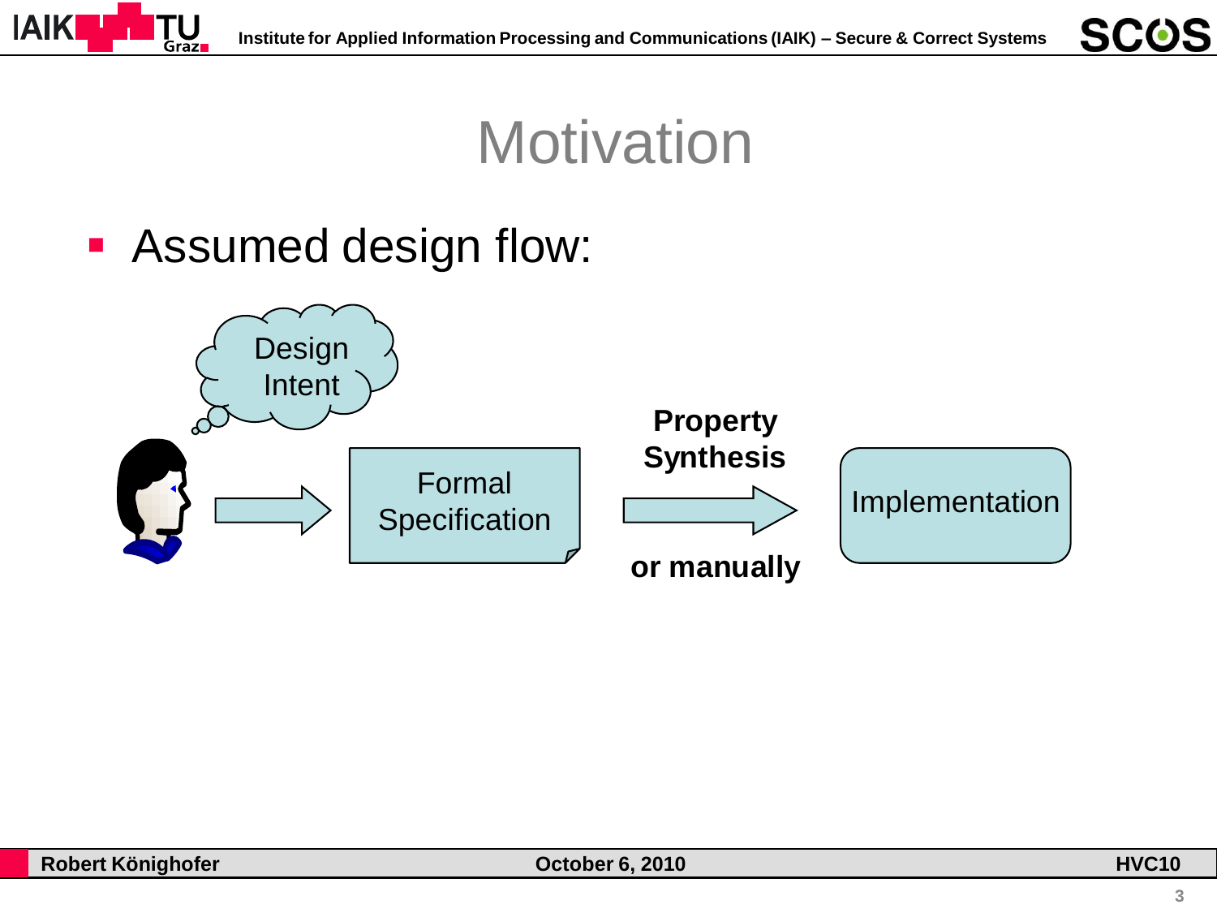# Motivation

- Assumed design flow:

Design Intent

Formal Specification

**Property Synthesis**

**or manually**

Implementation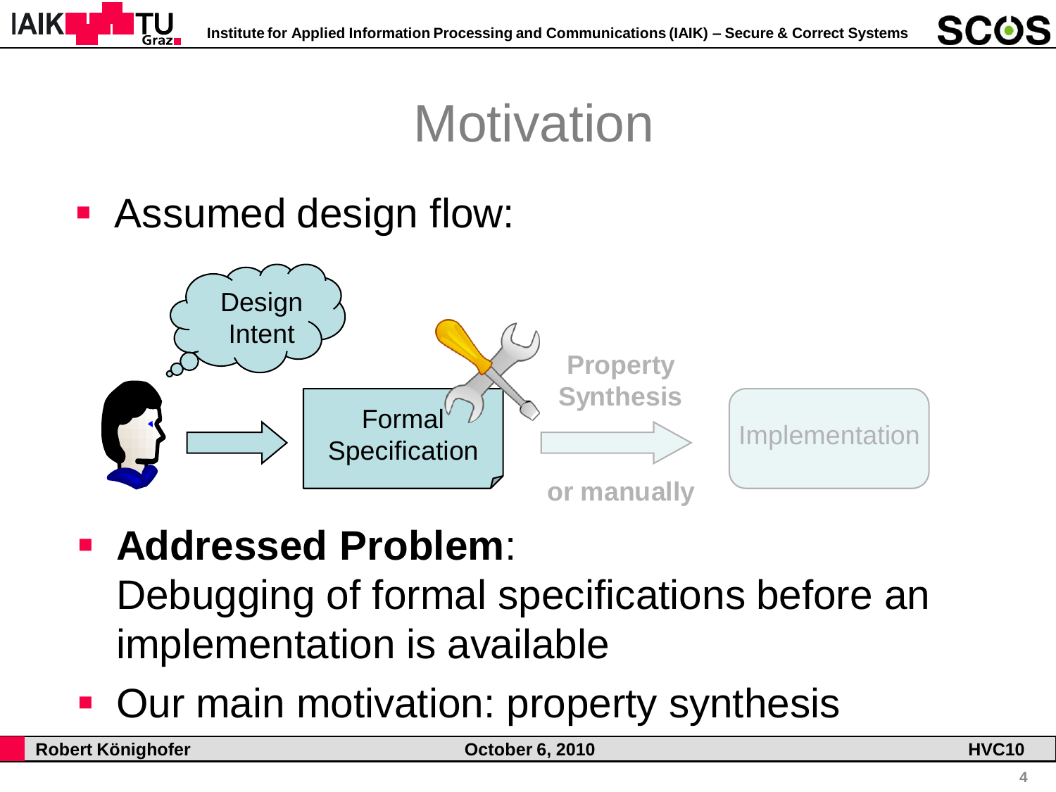# Motivation

- Assumed design flow:

Design Intent → Formal Specification → Property Synthesis or manually → Implementation

- **Addressed Problem**:
  Debugging of formal specifications before an implementation is available
- Our main motivation: property synthesis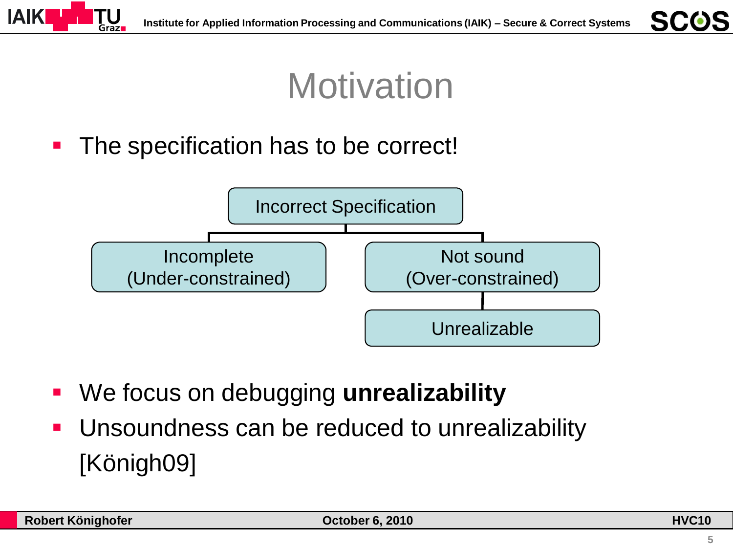# Motivation

- The specification has to be correct!

Incorrect Specification

- Incomplete (Under-constrained)
- Not sound (Over-constrained)
  - Unrealizable

- We focus on debugging **unrealizability**
- Unsoundness can be reduced to unrealizability [König09]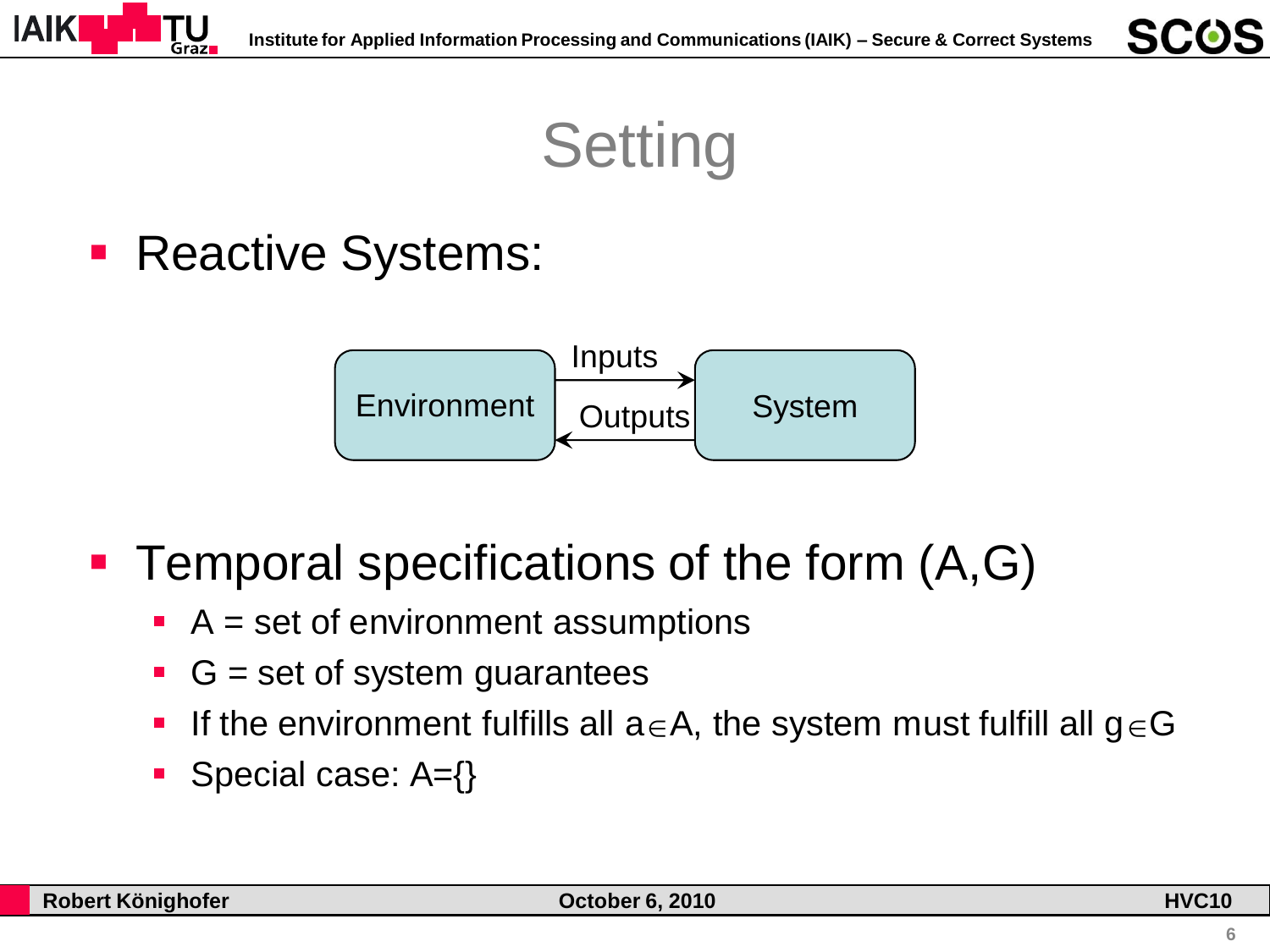# Setting

- Reactive Systems:

Environment → Inputs → System
System → Outputs → Environment

- Temporal specifications of the form (A,G)
  - A = set of environment assumptions
  - G = set of system guarantees
  - If the environment fulfills all $a \in A$, the system must fulfill all $g \in G$
  - Special case: A={}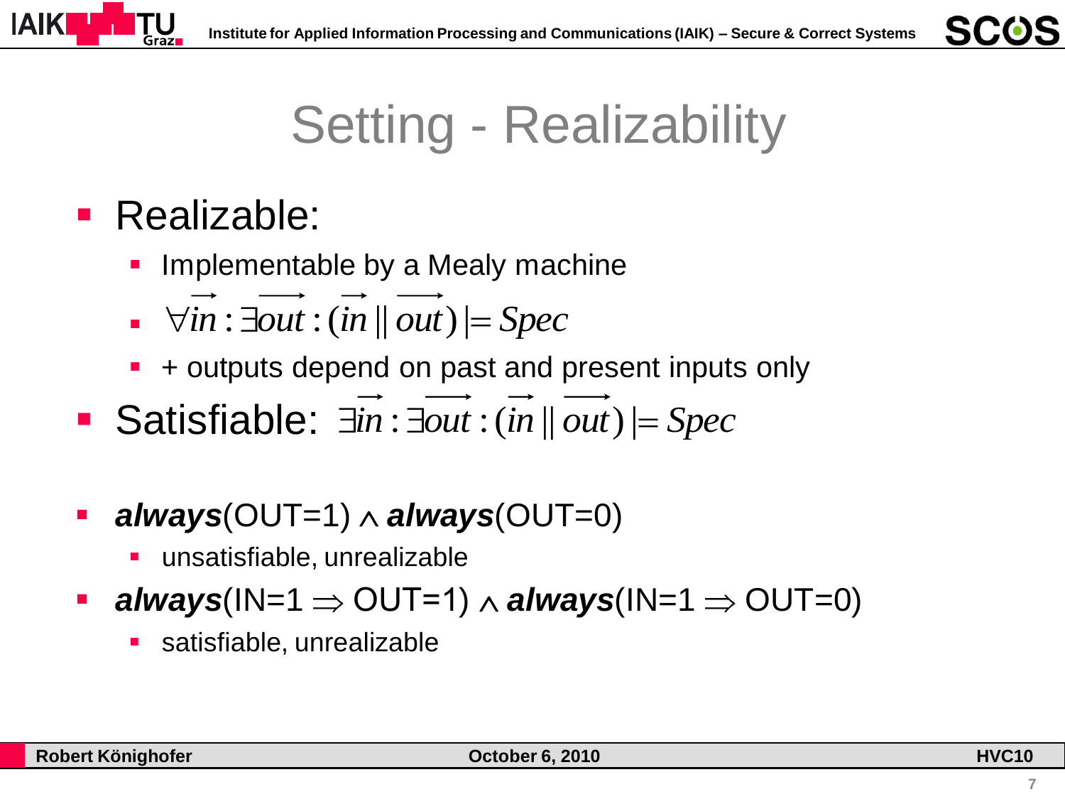# Setting - Realizability

- Realizable:
  - Implementable by a Mealy machine
  - $\forall \overrightarrow{in} : \exists \overrightarrow{out} : (\overrightarrow{in} \,||\, \overrightarrow{out}) \models Spec$
  - + outputs depend on past and present inputs only
- Satisfiable: $\exists \overrightarrow{in} : \exists \overrightarrow{out} : (\overrightarrow{in} \,||\, \overrightarrow{out}) \models Spec$

- ***always***(OUT=1) $\wedge$ ***always***(OUT=0)
  - unsatisfiable, unrealizable
- ***always***(IN=1 $\Rightarrow$ OUT=1) $\wedge$ ***always***(IN=1 $\Rightarrow$ OUT=0)
  - satisfiable, unrealizable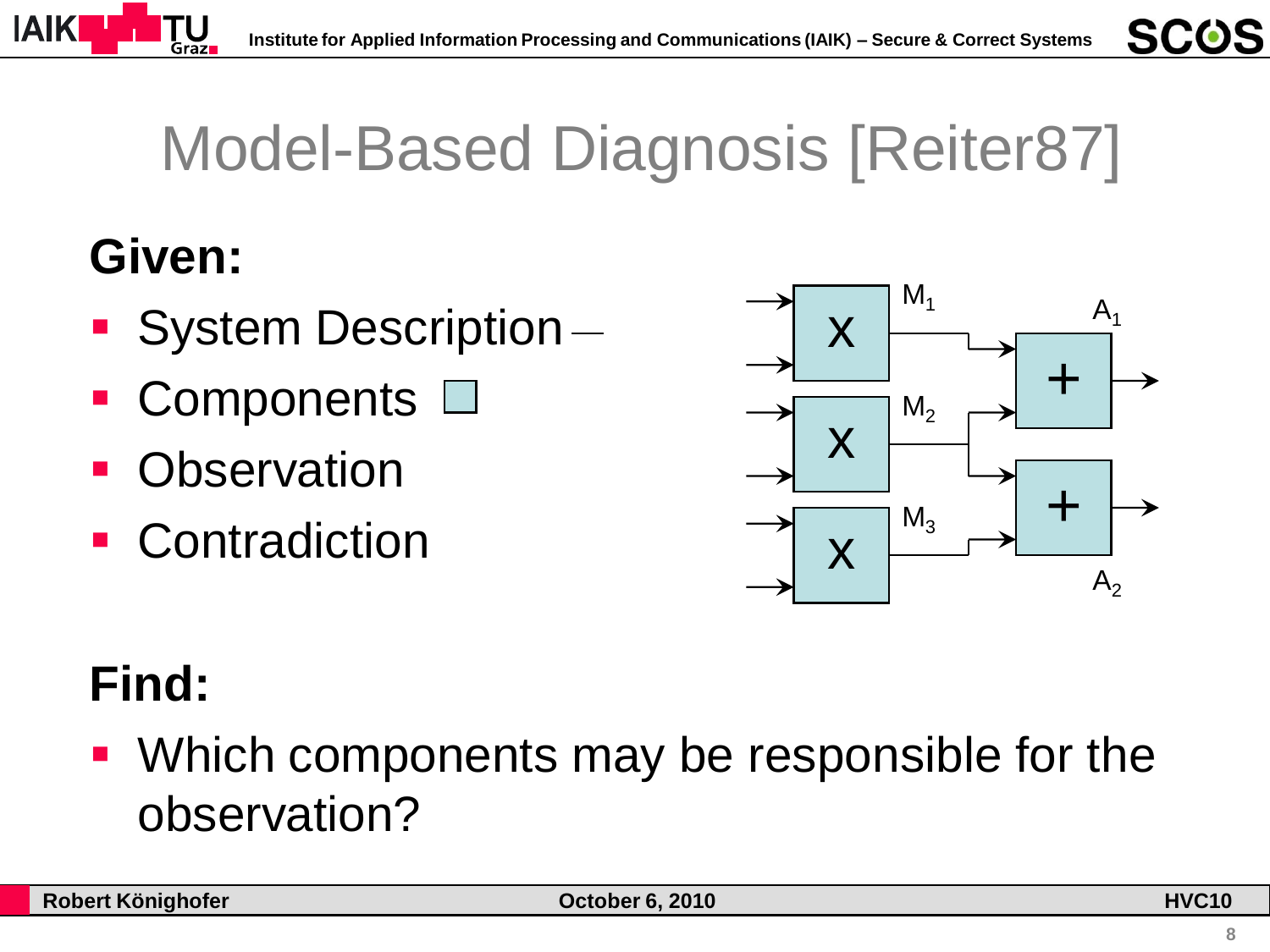# Model-Based Diagnosis [Reiter87]

**Given:**

- System Description
- Components
- Observation
- Contradiction

**Find:**

- Which components may be responsible for the observation?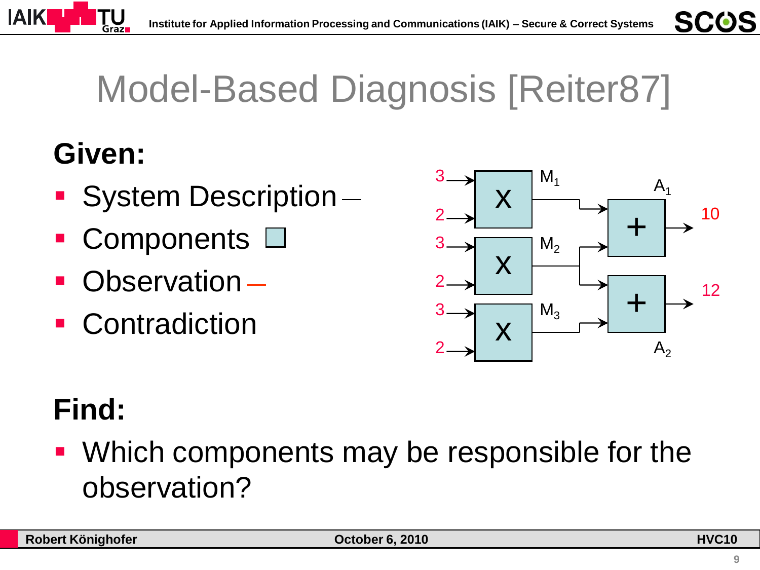# Model-Based Diagnosis [Reiter87]

**Given:**

- System Description
- Components
- Observation
- Contradiction

**Find:**

- Which components may be responsible for the observation?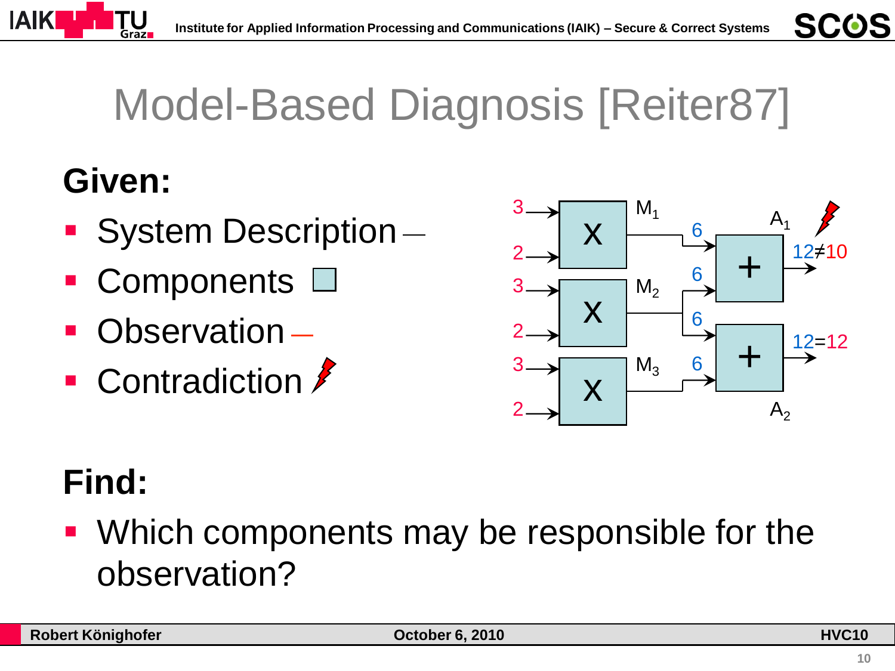# Model-Based Diagnosis [Reiter87]

**Given:**

- System Description
- Components
- Observation
- Contradiction

**Find:**

- Which components may be responsible for the observation?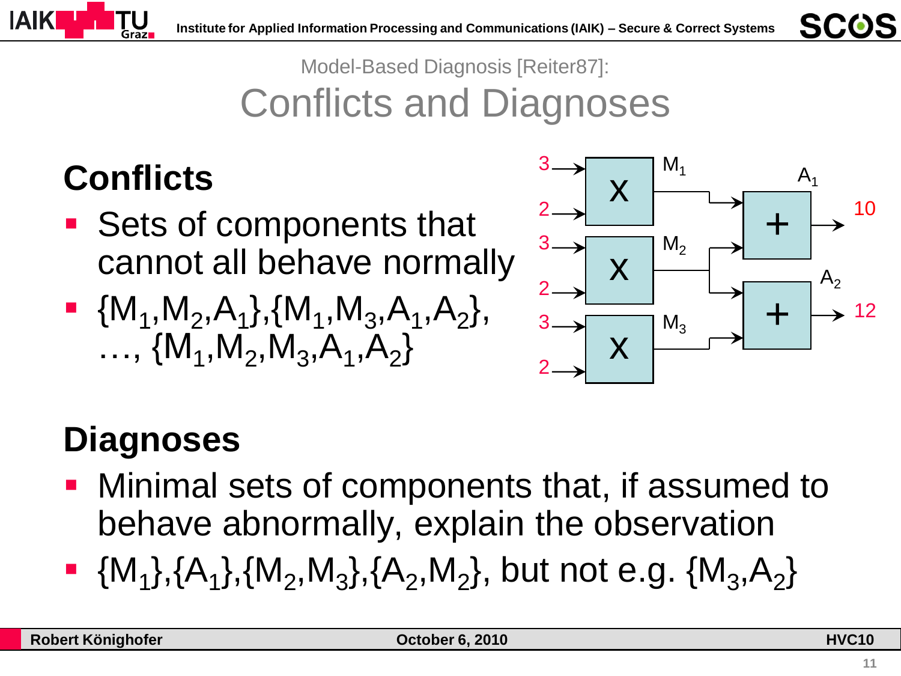Model-Based Diagnosis [Reiter87]:

# Conflicts and Diagnoses

## Conflicts

- Sets of components that cannot all behave normally
- $\{M_1,M_2,A_1\},\{M_1,M_3,A_1,A_2\}, \ldots, \{M_1,M_2,M_3,A_1,A_2\}$

## Diagnoses

- Minimal sets of components that, if assumed to behave abnormally, explain the observation
- $\{M_1\},\{A_1\},\{M_2,M_3\},\{A_2,M_2\}$, but not e.g. $\{M_3,A_2\}$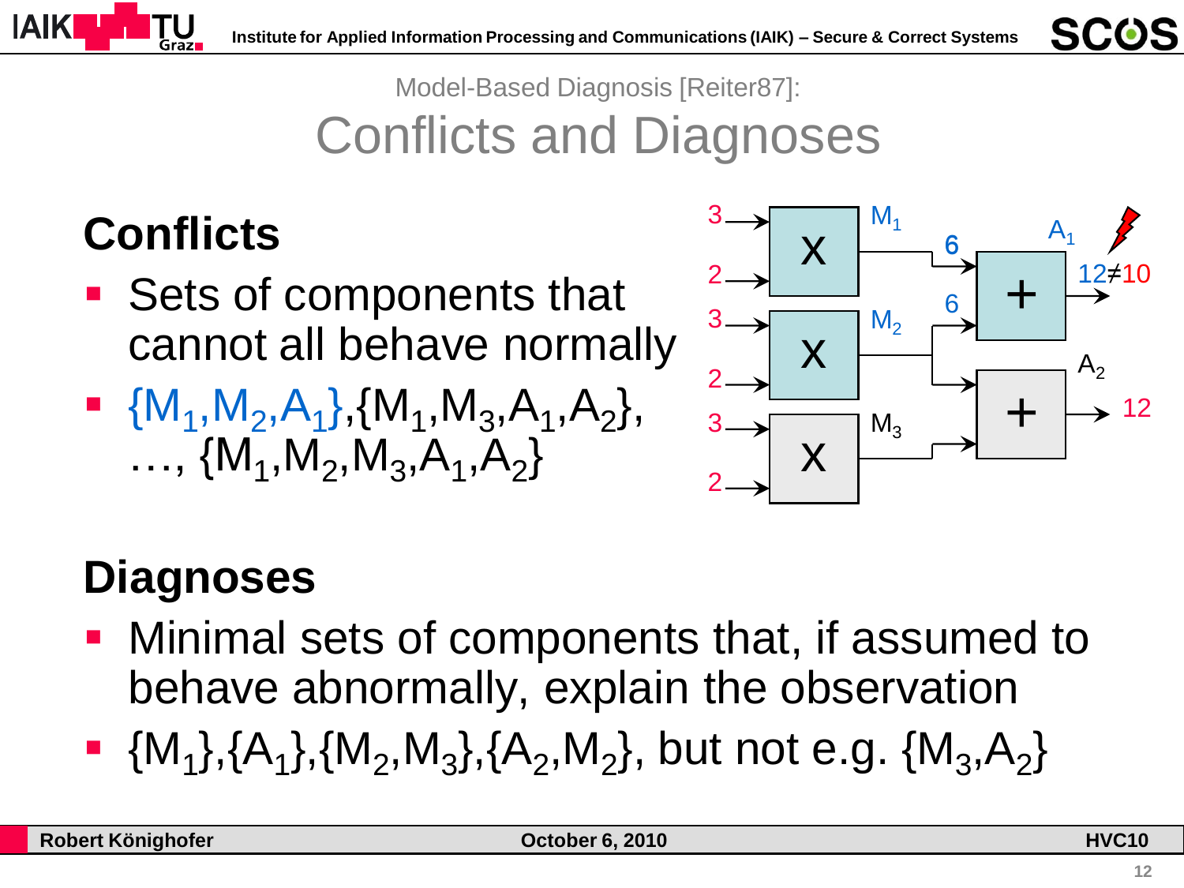Model-Based Diagnosis [Reiter87]:

# Conflicts and Diagnoses

## Conflicts

- Sets of components that cannot all behave normally
- $\{M_1,M_2,A_1\}$,$\{M_1,M_3,A_1,A_2\}$, …, $\{M_1,M_2,M_3,A_1,A_2\}$

## Diagnoses

- Minimal sets of components that, if assumed to behave abnormally, explain the observation
- $\{M_1\}$,$\{A_1\}$,$\{M_2,M_3\}$,$\{A_2,M_2\}$, but not e.g. $\{M_3,A_2\}$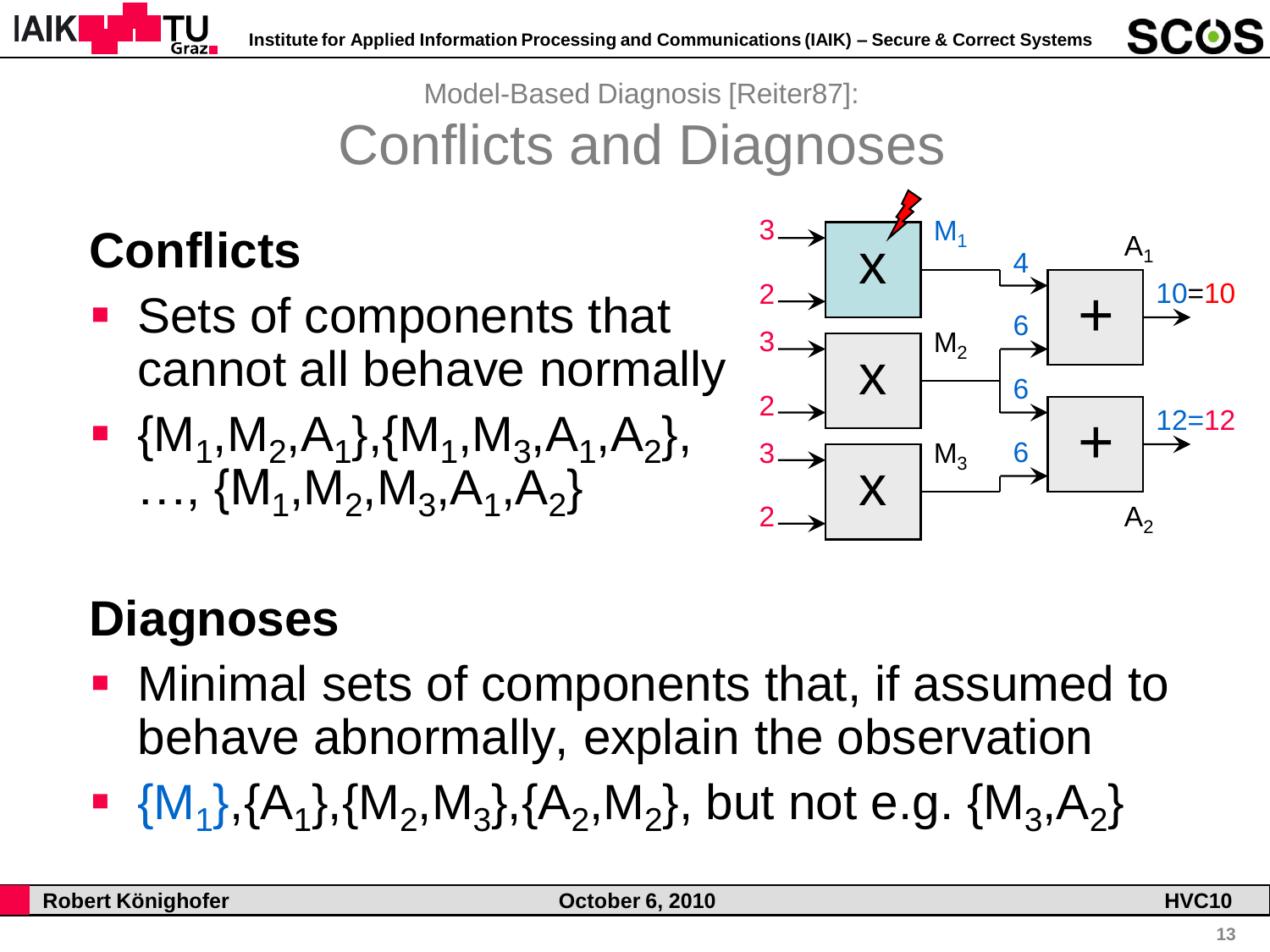Model-Based Diagnosis [Reiter87]:

# Conflicts and Diagnoses

## Conflicts

- Sets of components that cannot all behave normally
- $\{M_1,M_2,A_1\}$,$\{M_1,M_3,A_1,A_2\}$, …, $\{M_1,M_2,M_3,A_1,A_2\}$

## Diagnoses

- Minimal sets of components that, if assumed to behave abnormally, explain the observation
- $\{M_1\}$,$\{A_1\}$,$\{M_2,M_3\}$,$\{A_2,M_2\}$, but not e.g. $\{M_3,A_2\}$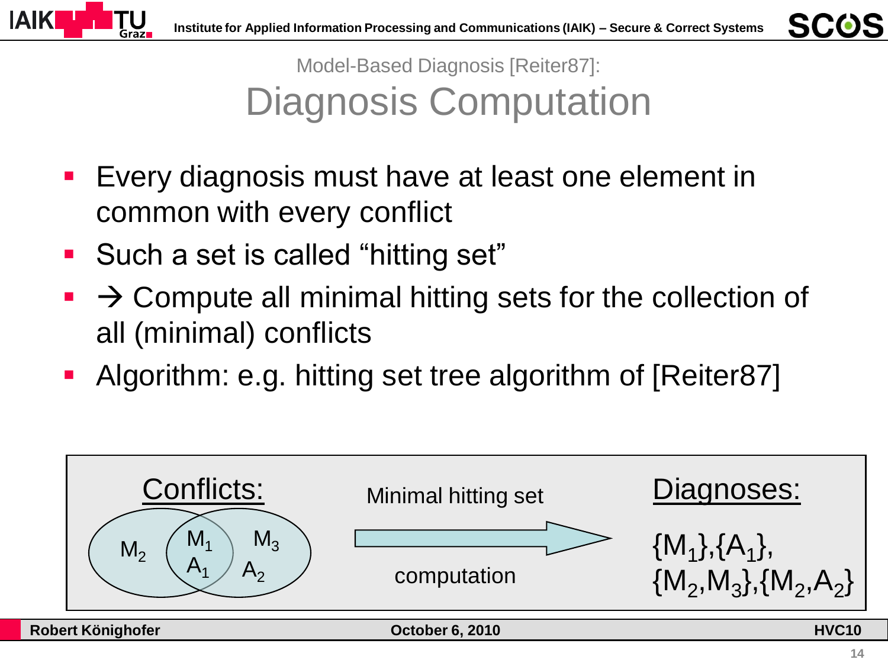Model-Based Diagnosis [Reiter87]:

# Diagnosis Computation

- Every diagnosis must have at least one element in common with every conflict
- Such a set is called “hitting set”
- → Compute all minimal hitting sets for the collection of all (minimal) conflicts
- Algorithm: e.g. hitting set tree algorithm of [Reiter87]

Conflicts: $M_2$, $M_1$, $A_1$, $M_3$, $A_2$

Minimal hitting set computation

Diagnoses:

$\{M_1\},\{A_1\},$
$\{M_2,M_3\},\{M_2,A_2\}$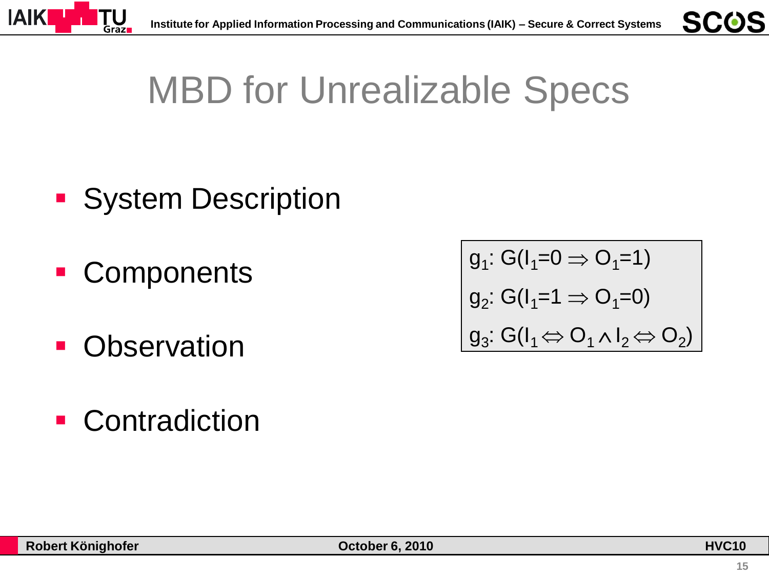# MBD for Unrealizable Specs

- System Description
- Components
- Observation
- Contradiction

$g_1$: $G(I_1=0 \Rightarrow O_1=1)$

$g_2$: $G(I_1=1 \Rightarrow O_1=0)$

$g_3$: $G(I_1 \Leftrightarrow O_1 \wedge I_2 \Leftrightarrow O_2)$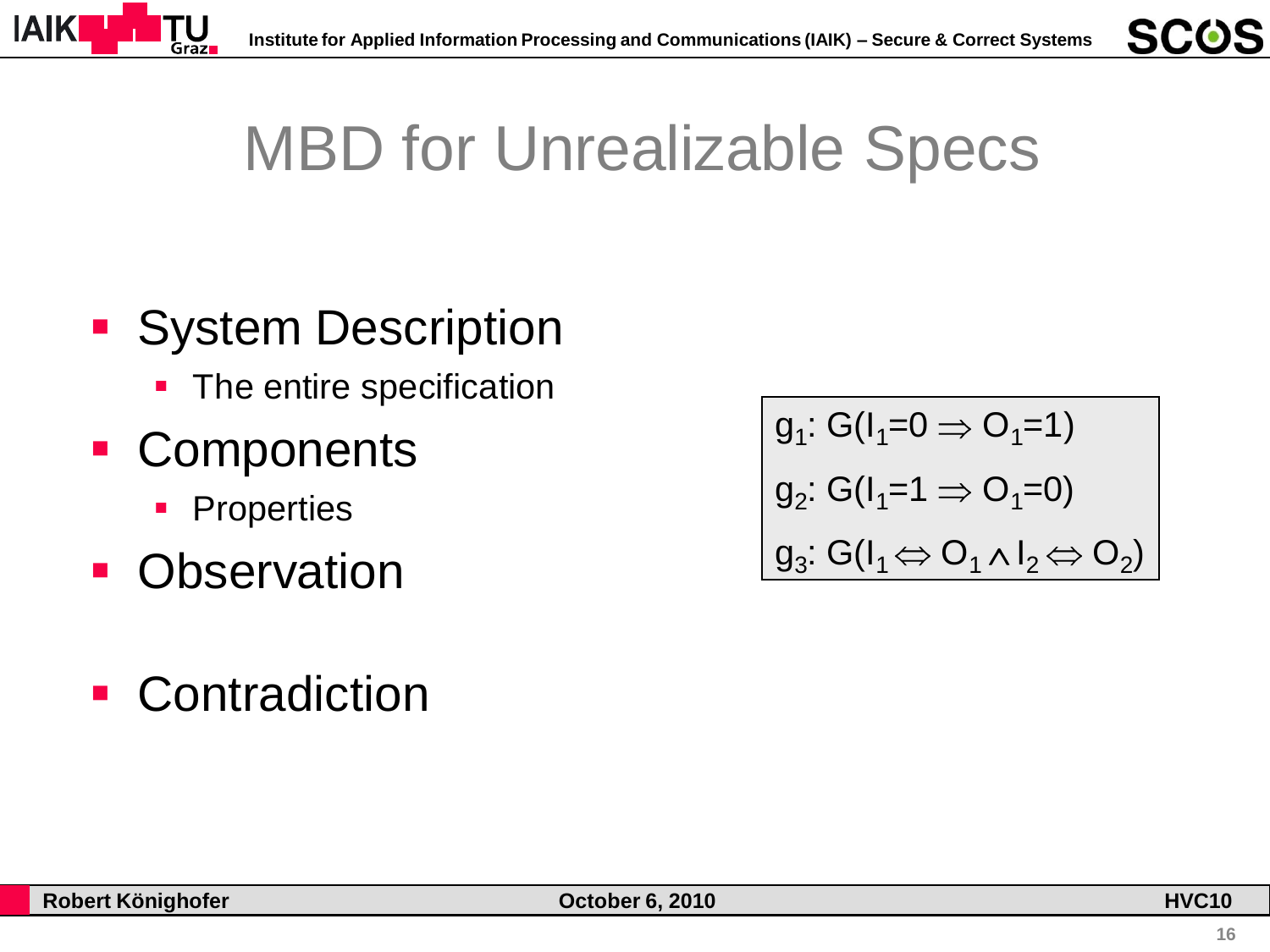# MBD for Unrealizable Specs

- System Description
  - The entire specification
- Components
  - Properties
- Observation

- Contradiction

$g_1$: $G(I_1=0 \Rightarrow O_1=1)$

$g_2$: $G(I_1=1 \Rightarrow O_1=0)$

$g_3$: $G(I_1 \Leftrightarrow O_1 \wedge I_2 \Leftrightarrow O_2)$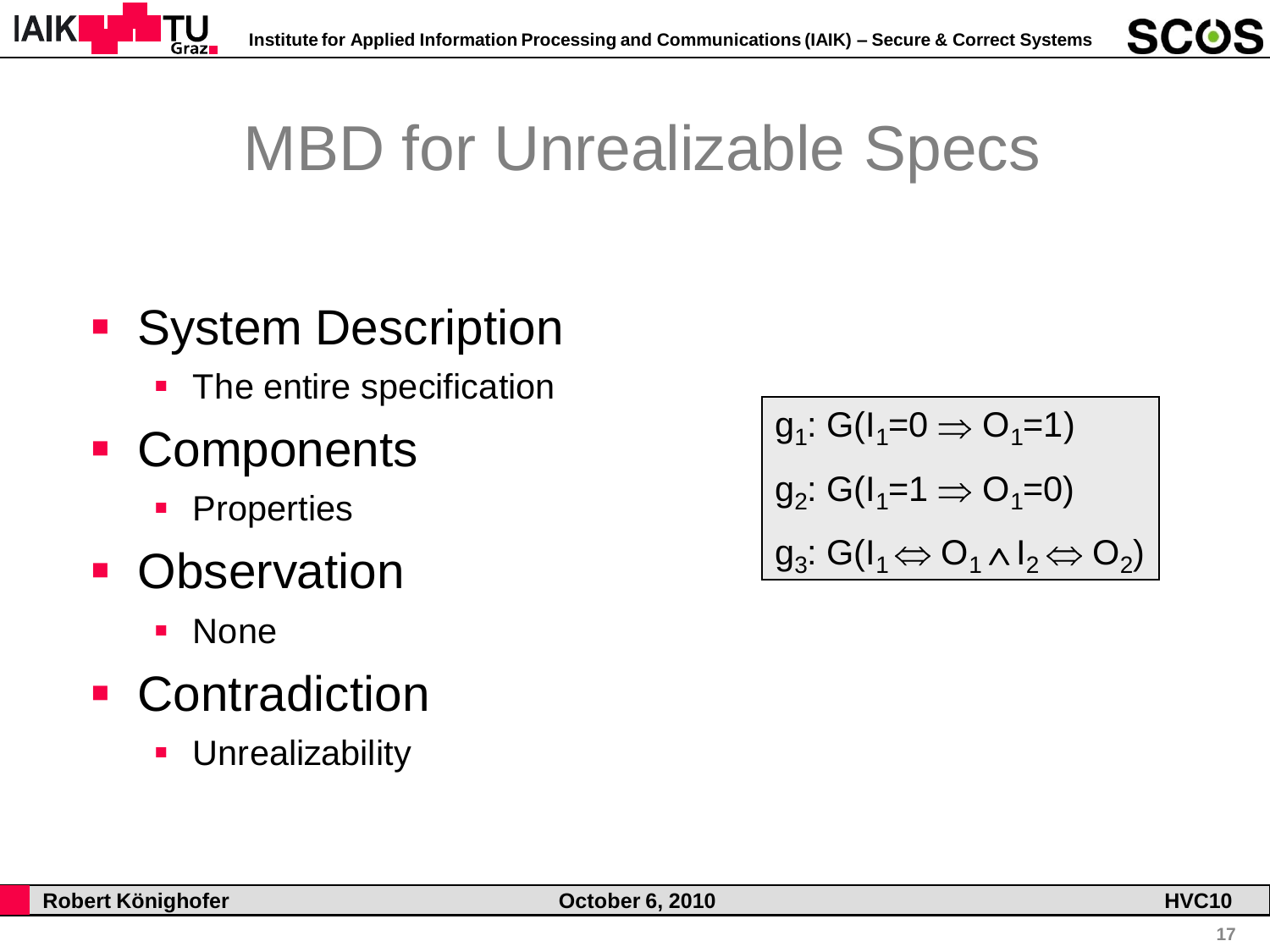# MBD for Unrealizable Specs

- System Description
  - The entire specification
- Components
  - Properties
- Observation
  - None
- Contradiction
  - Unrealizability

$g_1$: $G(I_1{=}0 \Rightarrow O_1{=}1)$

$g_2$: $G(I_1{=}1 \Rightarrow O_1{=}0)$

$g_3$: $G(I_1 \Leftrightarrow O_1 \wedge I_2 \Leftrightarrow O_2)$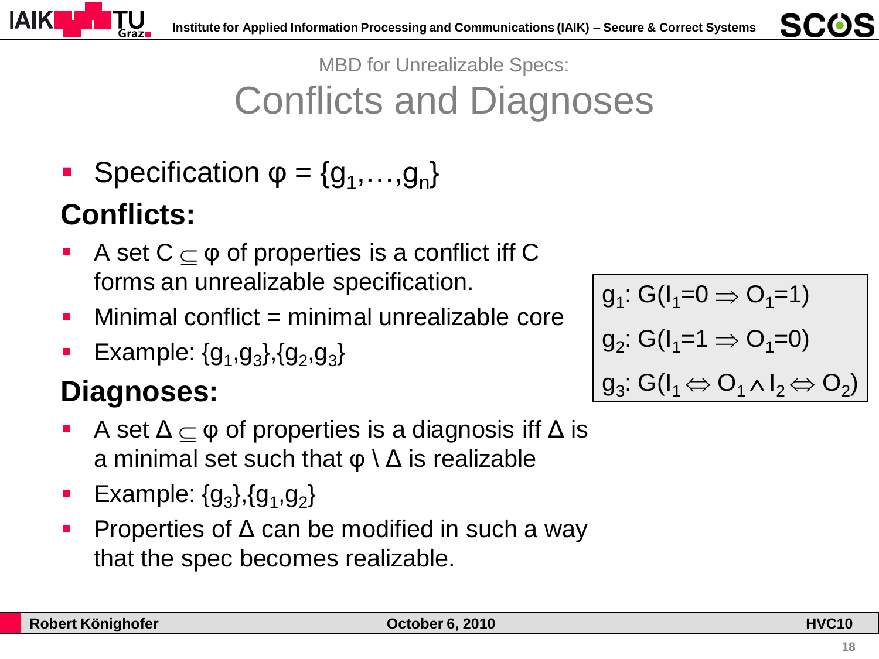MBD for Unrealizable Specs:

# Conflicts and Diagnoses

- Specification $\varphi = \{g_1,\ldots,g_n\}$

## Conflicts:

- A set $C \subseteq \varphi$ of properties is a conflict iff C forms an unrealizable specification.
- Minimal conflict = minimal unrealizable core
- Example: $\{g_1,g_3\},\{g_2,g_3\}$

$g_1$: $G(I_1=0 \Rightarrow O_1=1)$

$g_2$: $G(I_1=1 \Rightarrow O_1=0)$

$g_3$: $G(I_1 \Leftrightarrow O_1 \wedge I_2 \Leftrightarrow O_2)$

## Diagnoses:

- A set $\Delta \subseteq \varphi$ of properties is a diagnosis iff $\Delta$ is a minimal set such that $\varphi \setminus \Delta$ is realizable
- Example: $\{g_3\},\{g_1,g_2\}$
- Properties of $\Delta$ can be modified in such a way that the spec becomes realizable.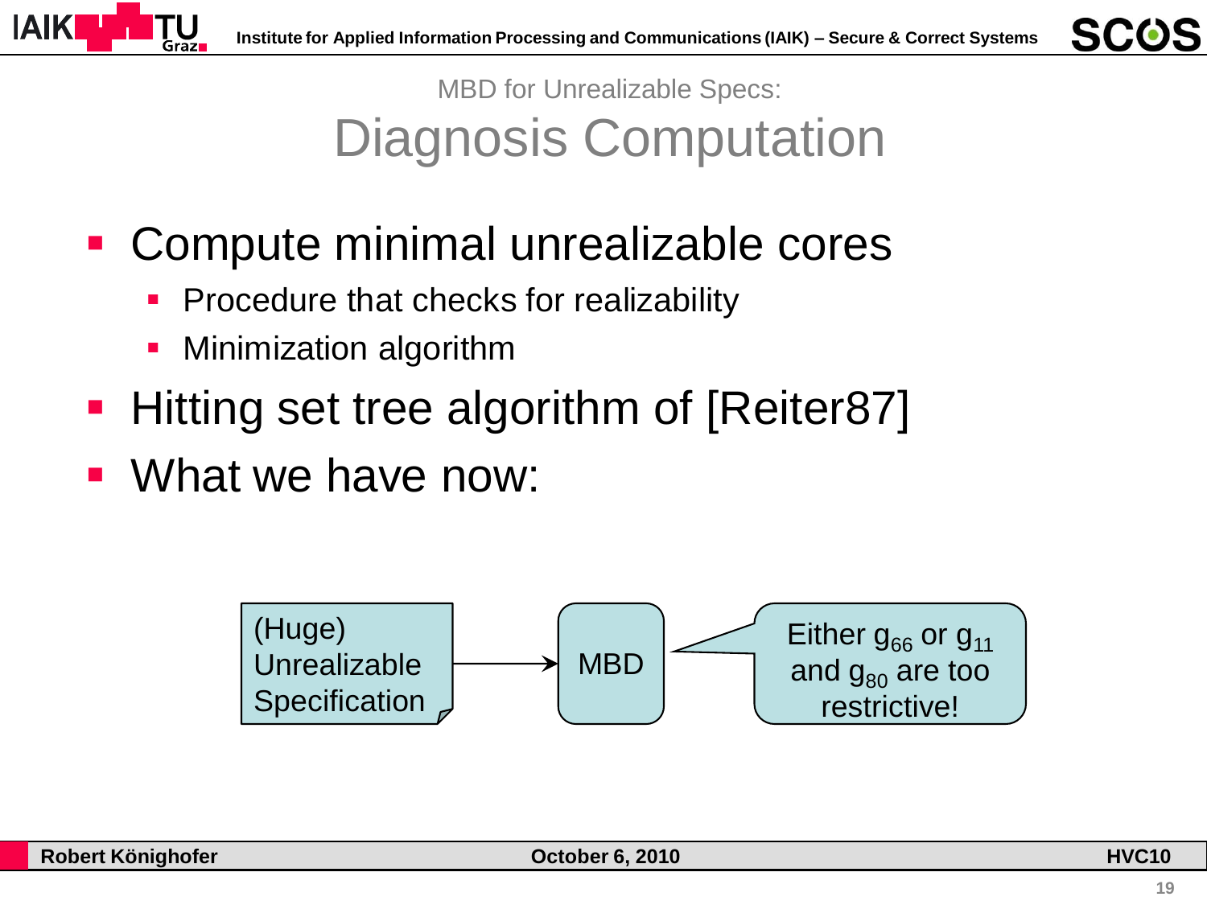MBD for Unrealizable Specs:

# Diagnosis Computation

- Compute minimal unrealizable cores
  - Procedure that checks for realizability
  - Minimization algorithm
- Hitting set tree algorithm of [Reiter87]
- What we have now:

(Huge) Unrealizable Specification → MBD → Either $g_{66}$ or $g_{11}$ and $g_{80}$ are too restrictive!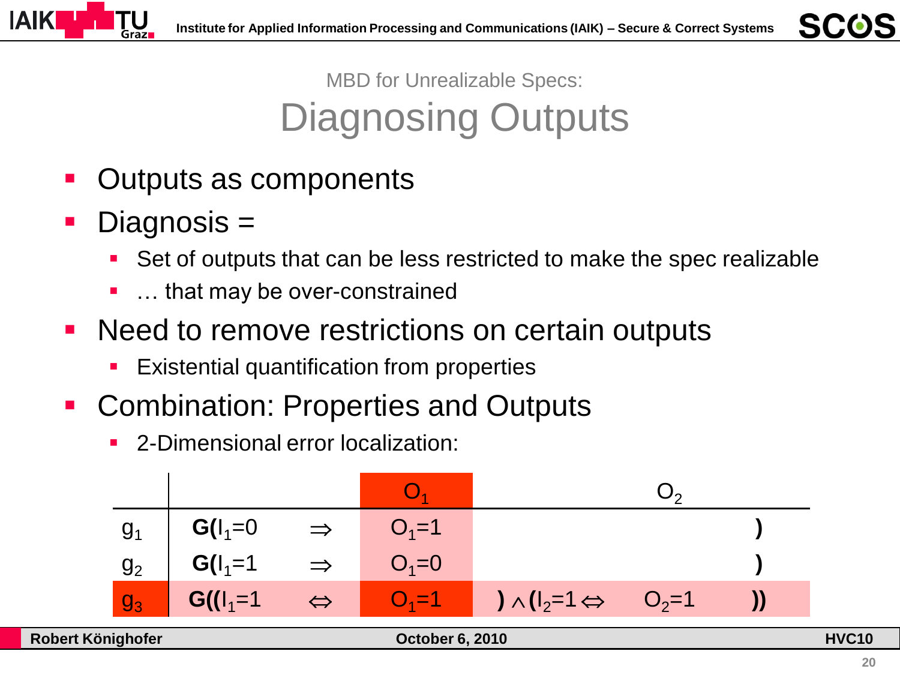MBD for Unrealizable Specs:

# Diagnosing Outputs

- Outputs as components
- Diagnosis =
  - Set of outputs that can be less restricted to make the spec realizable
  - … that may be over-constrained
- Need to remove restrictions on certain outputs
  - Existential quantification from properties
- Combination: Properties and Outputs
  - 2-Dimensional error localization:

| | | | $O_1$ | | $O_2$ | |
|---|---|---|---|---|---|---|
| $g_1$ | **G(**$I_1$=0 | $\Rightarrow$ | $O_1$=1 | | | **)** |
| $g_2$ | **G(**$I_1$=1 | $\Rightarrow$ | $O_1$=0 | | | **)** |
| $g_3$ | **G((**$I_1$=1 | $\Leftrightarrow$ | $O_1$=1 | **)** $\wedge$ **(**$I_2$=1 $\Leftrightarrow$ | $O_2$=1 | **))** |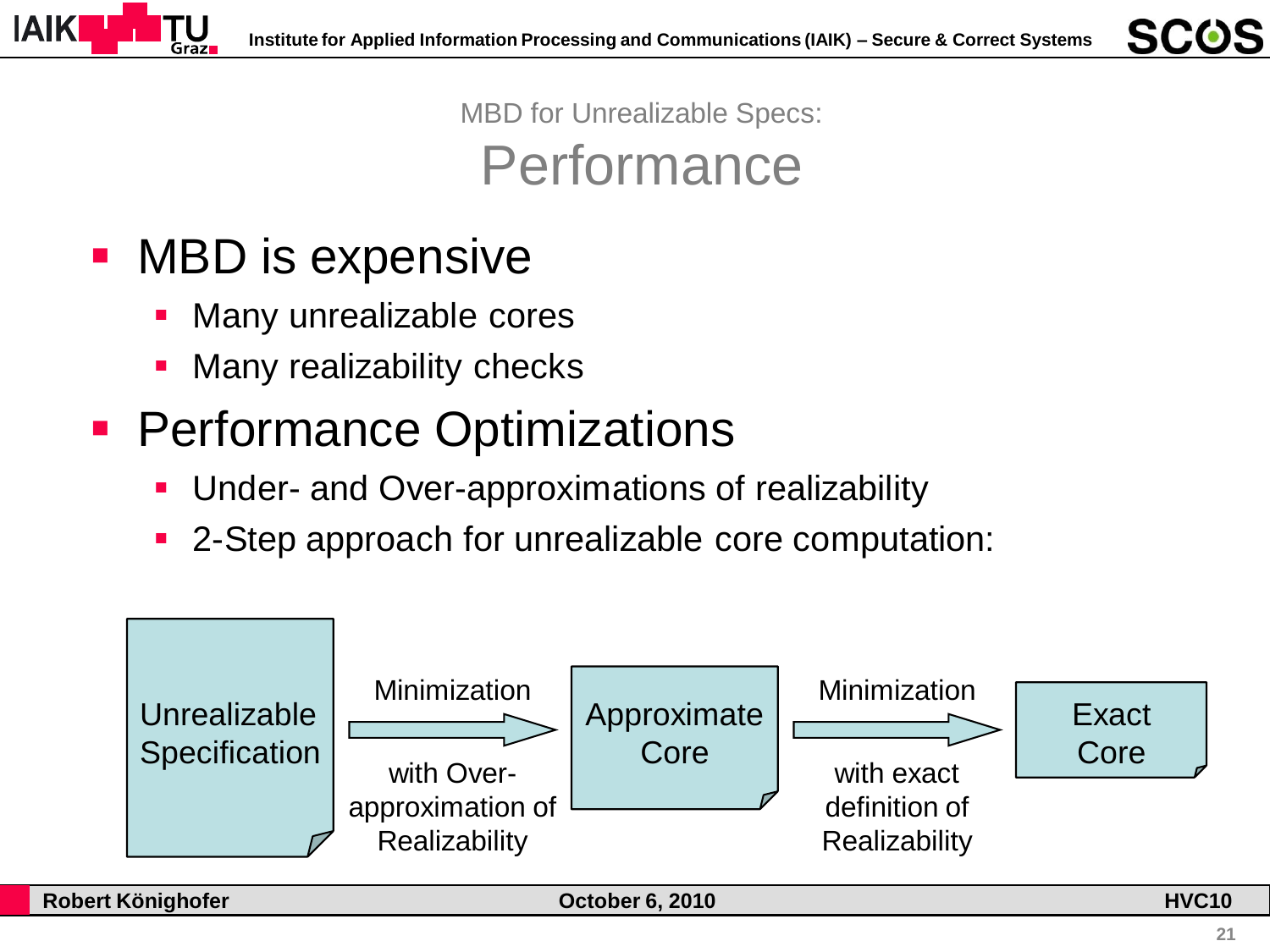MBD for Unrealizable Specs:

# Performance

- MBD is expensive
  - Many unrealizable cores
  - Many realizability checks
- Performance Optimizations
  - Under- and Over-approximations of realizability
  - 2-Step approach for unrealizable core computation:

Unrealizable Specification → Minimization with Over-approximation of Realizability → Approximate Core → Minimization with exact definition of Realizability → Exact Core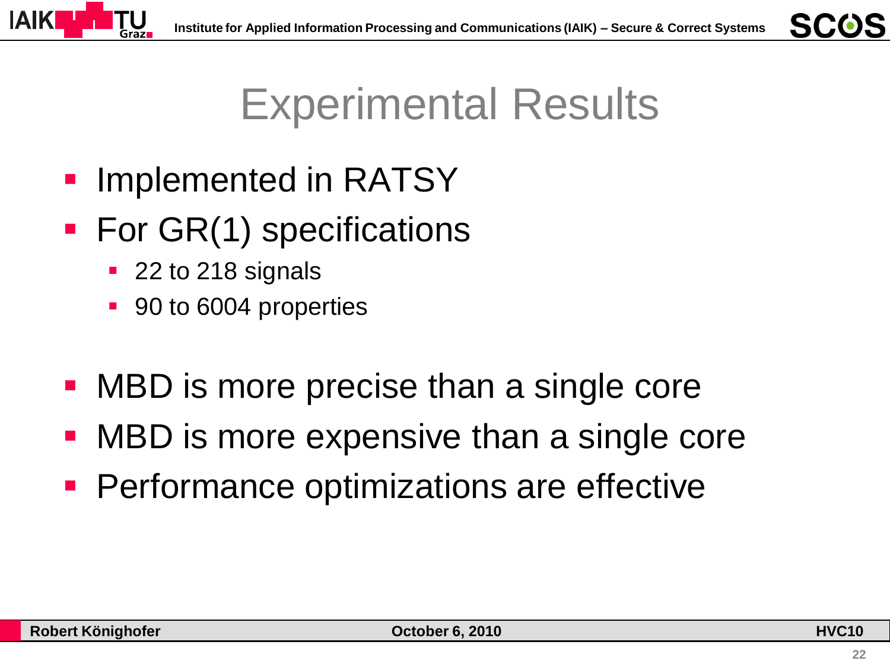# Experimental Results

- Implemented in RATSY
- For GR(1) specifications
  - 22 to 218 signals
  - 90 to 6004 properties

- MBD is more precise than a single core
- MBD is more expensive than a single core
- Performance optimizations are effective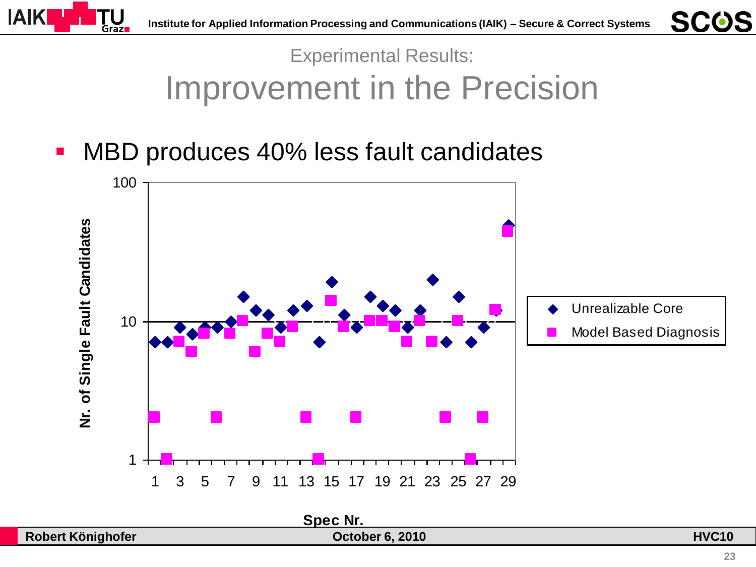Experimental Results:

# Improvement in the Precision

- MBD produces 40% less fault candidates

Nr. of Single Fault Candidates

100

10

1

1 3 5 7 9 11 13 15 17 19 21 23 25 27 29

Spec Nr.

Unrealizable Core

Model Based Diagnosis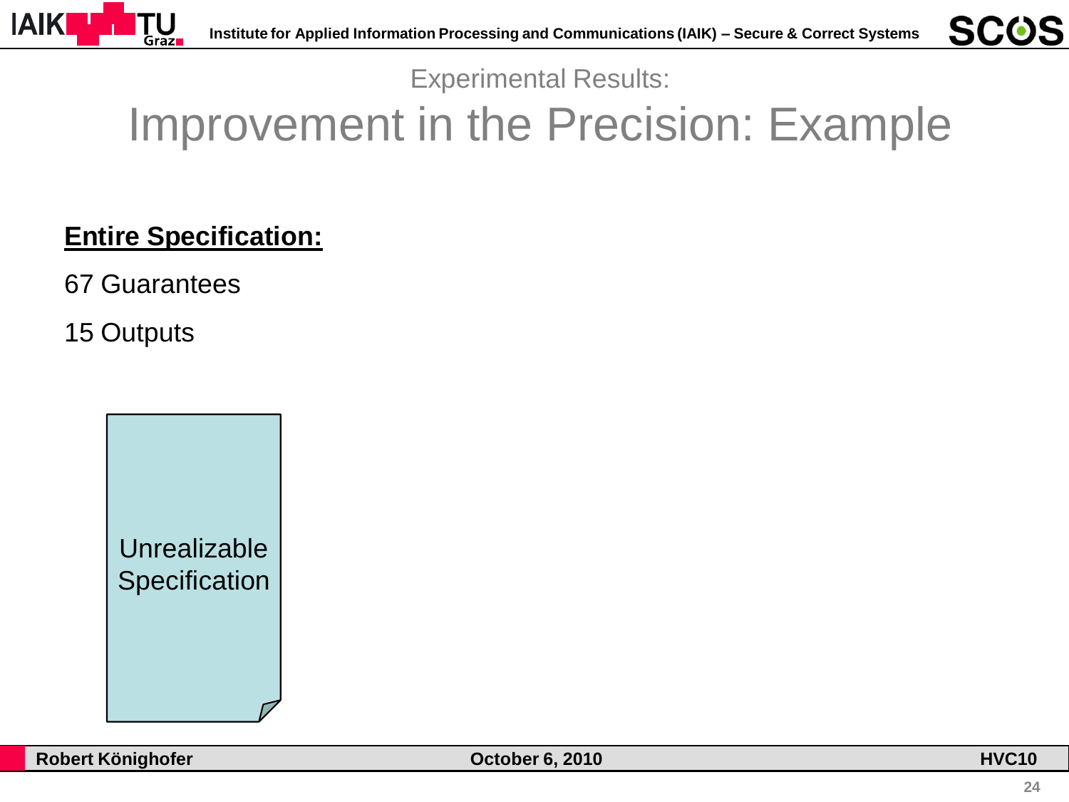Experimental Results:

# Improvement in the Precision: Example

**Entire Specification:**

67 Guarantees

15 Outputs

Unrealizable Specification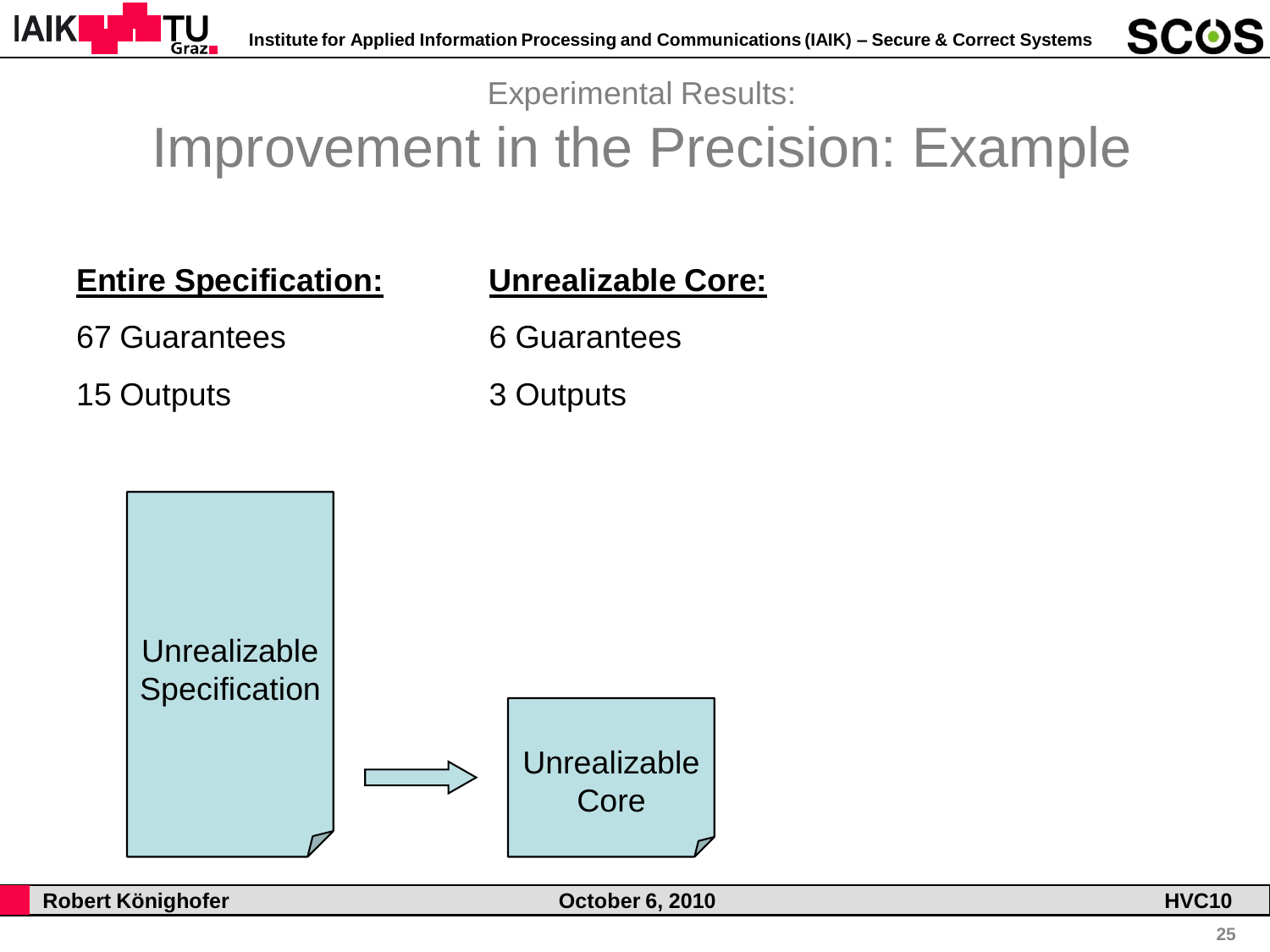Experimental Results:

# Improvement in the Precision: Example

| **Entire Specification:** | **Unrealizable Core:** |
| --- | --- |
| 67 Guarantees | 6 Guarantees |
| 15 Outputs | 3 Outputs |

Unrealizable Specification → Unrealizable Core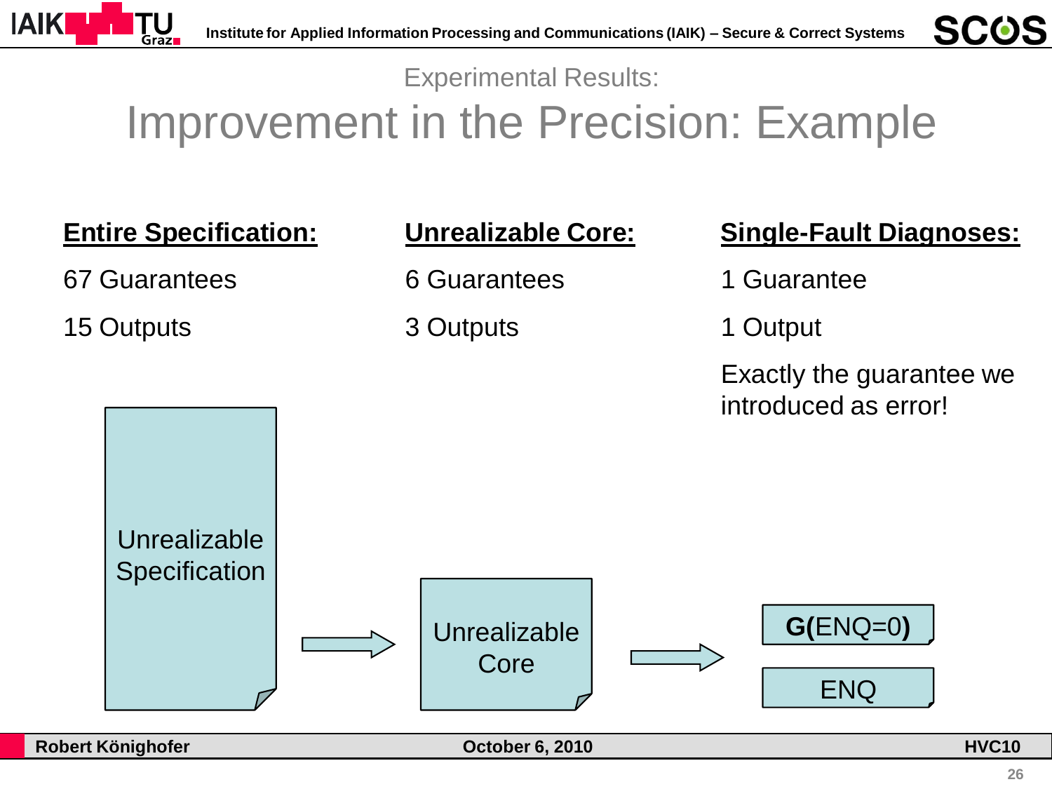Experimental Results:

# Improvement in the Precision: Example

**Entire Specification:**

67 Guarantees

15 Outputs

**Unrealizable Core:**

6 Guarantees

3 Outputs

**Single-Fault Diagnoses:**

1 Guarantee

1 Output

Exactly the guarantee we introduced as error!

Unrealizable Specification → Unrealizable Core → **G(**ENQ=0**)** / ENQ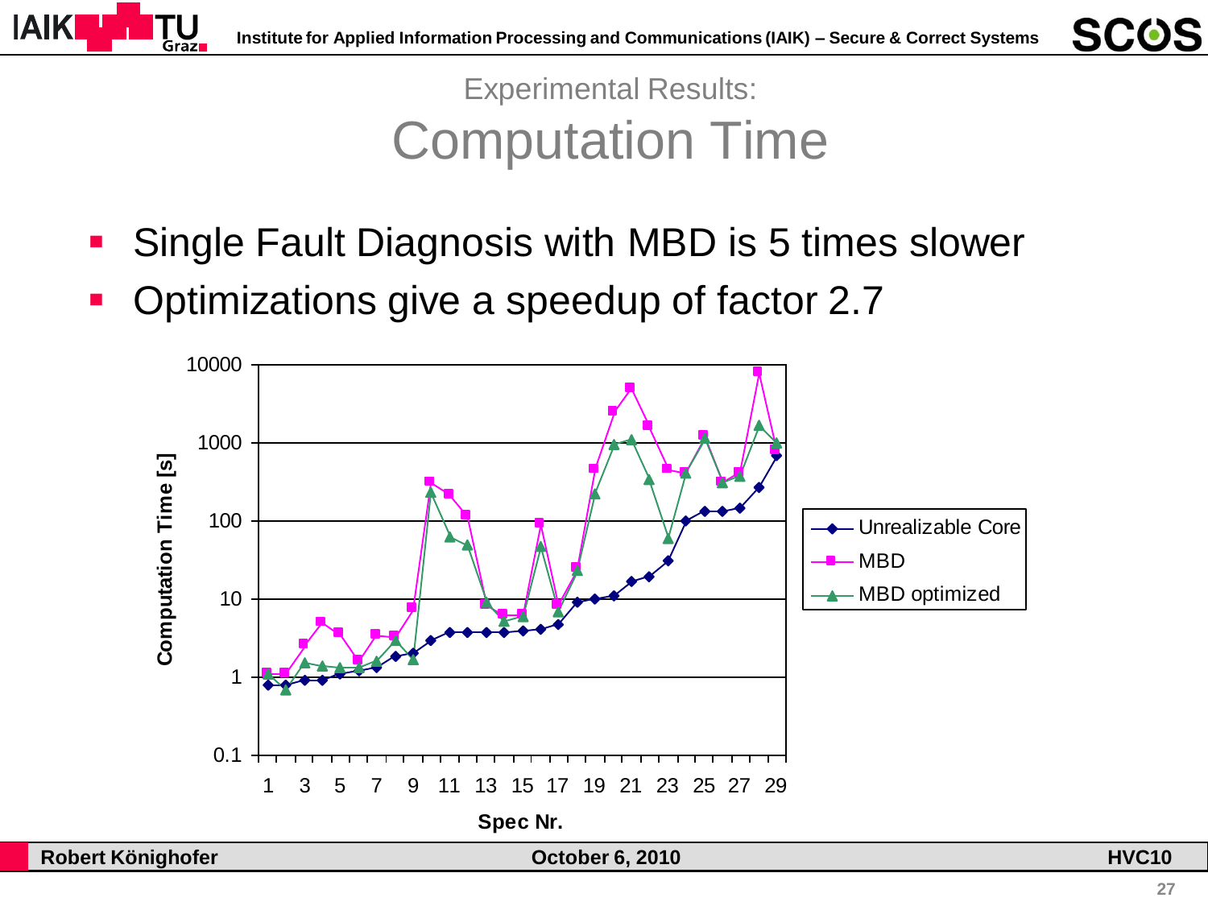Experimental Results:

# Computation Time

- Single Fault Diagnosis with MBD is 5 times slower
- Optimizations give a speedup of factor 2.7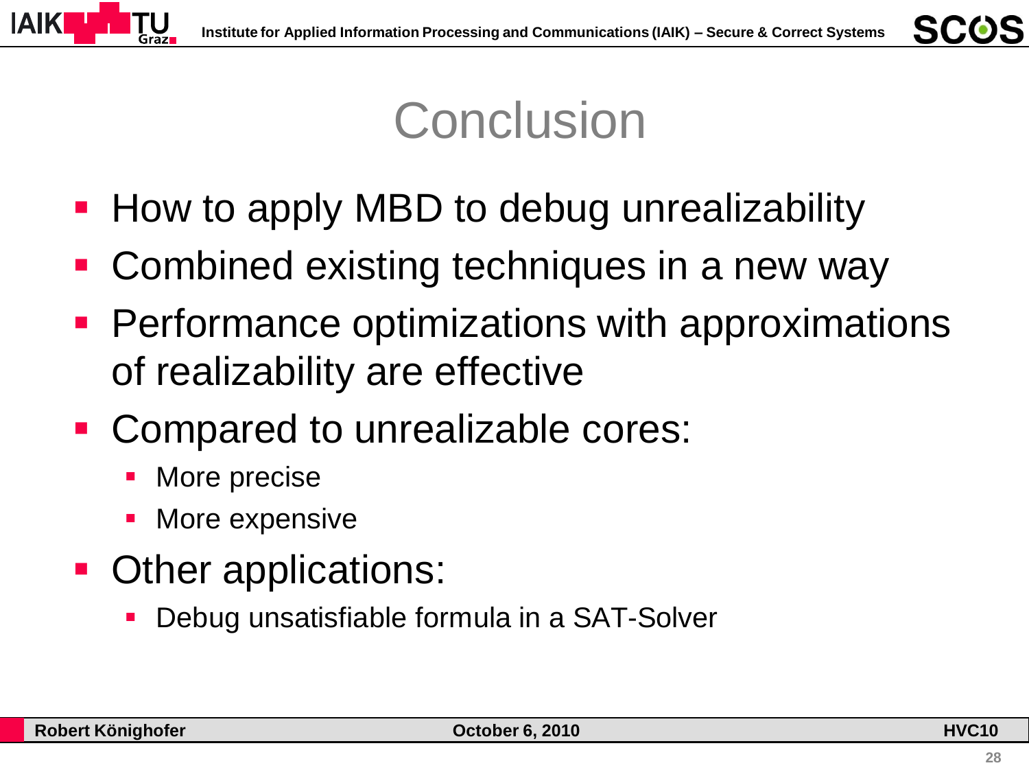# Conclusion

- How to apply MBD to debug unrealizability
- Combined existing techniques in a new way
- Performance optimizations with approximations of realizability are effective
- Compared to unrealizable cores:
  - More precise
  - More expensive
- Other applications:
  - Debug unsatisfiable formula in a SAT-Solver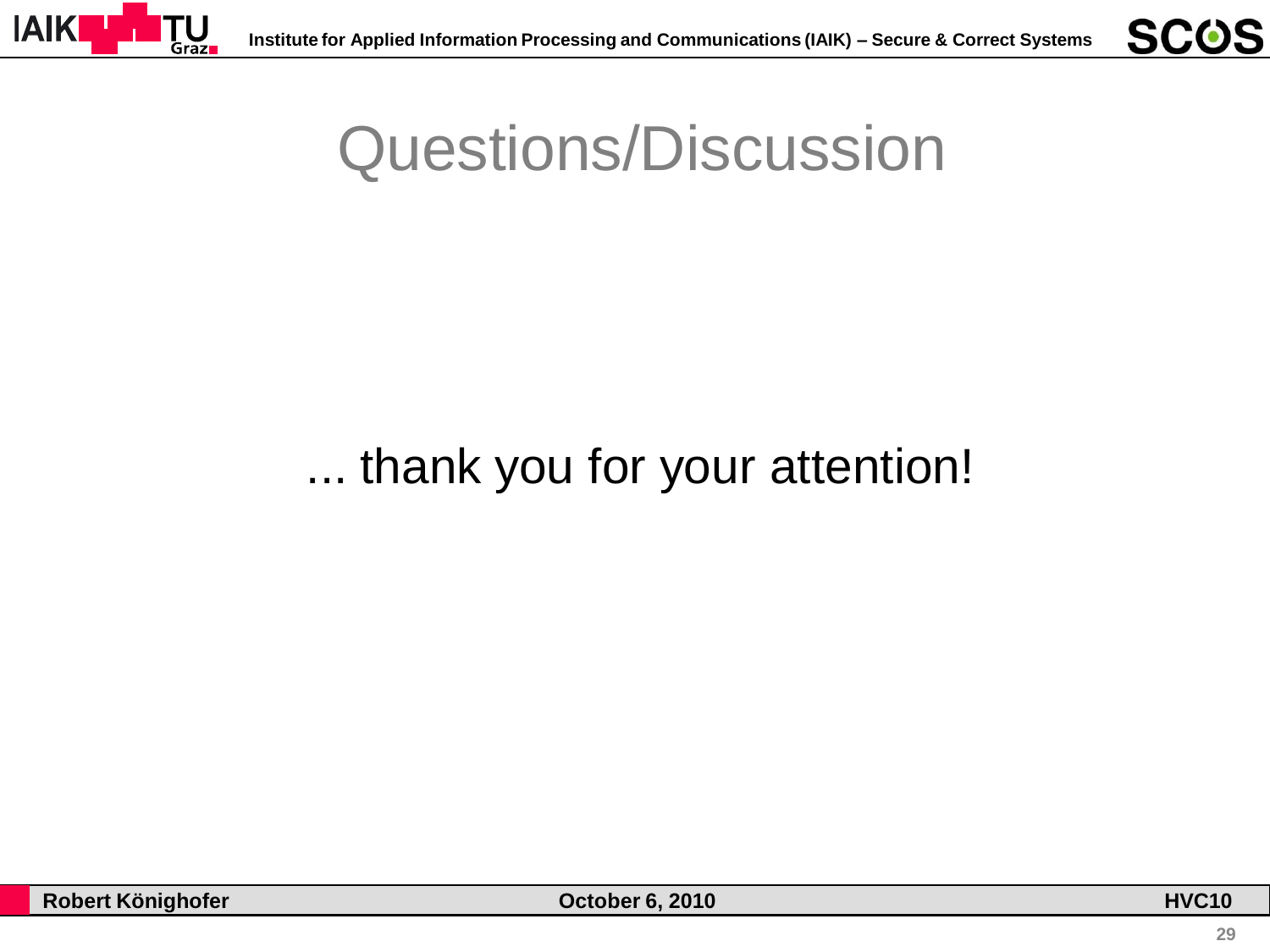# Questions/Discussion

... thank you for your attention!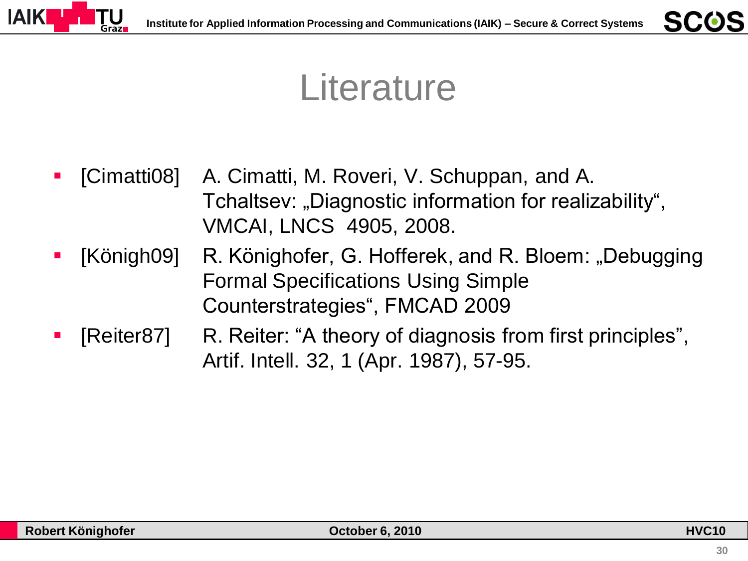# Literature

- [Cimatti08] A. Cimatti, M. Roveri, V. Schuppan, and A. Tchaltsev: „Diagnostic information for realizability“, VMCAI, LNCS 4905, 2008.
- [Könighofer09] R. Könighofer, G. Hofferek, and R. Bloem: „Debugging Formal Specifications Using Simple Counterstrategies“, FMCAD 2009
- [Reiter87] R. Reiter: “A theory of diagnosis from first principles”, Artif. Intell. 32, 1 (Apr. 1987), 57-95.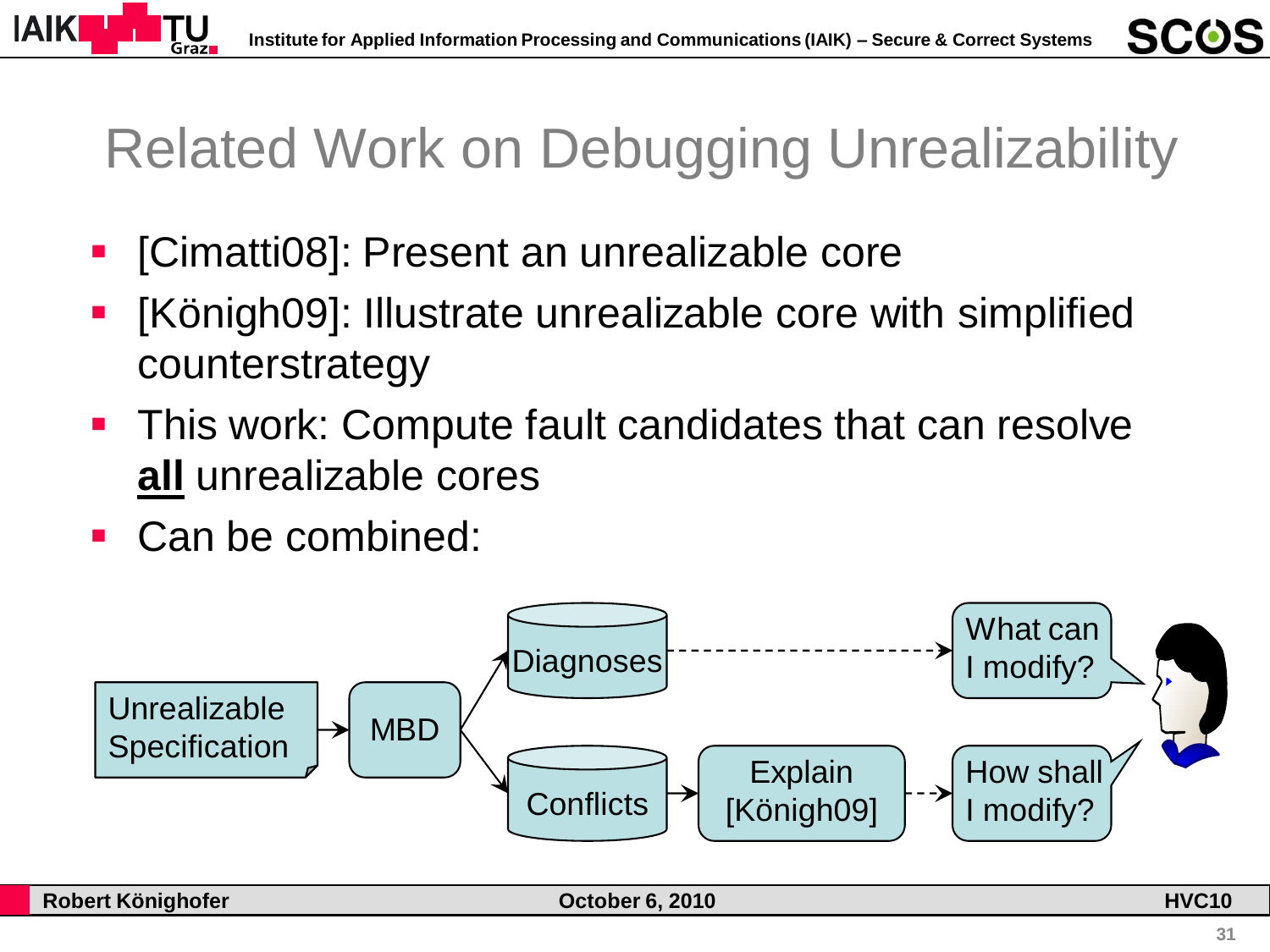# Related Work on Debugging Unrealizability

- [Cimatti08]: Present an unrealizable core
- [Königh09]: Illustrate unrealizable core with simplified counterstrategy
- This work: Compute fault candidates that can resolve **all** unrealizable cores
- Can be combined:

Unrealizable Specification → MBD → Diagnoses → What can I modify?

MBD → Conflicts → Explain [Königh09] → How shall I modify?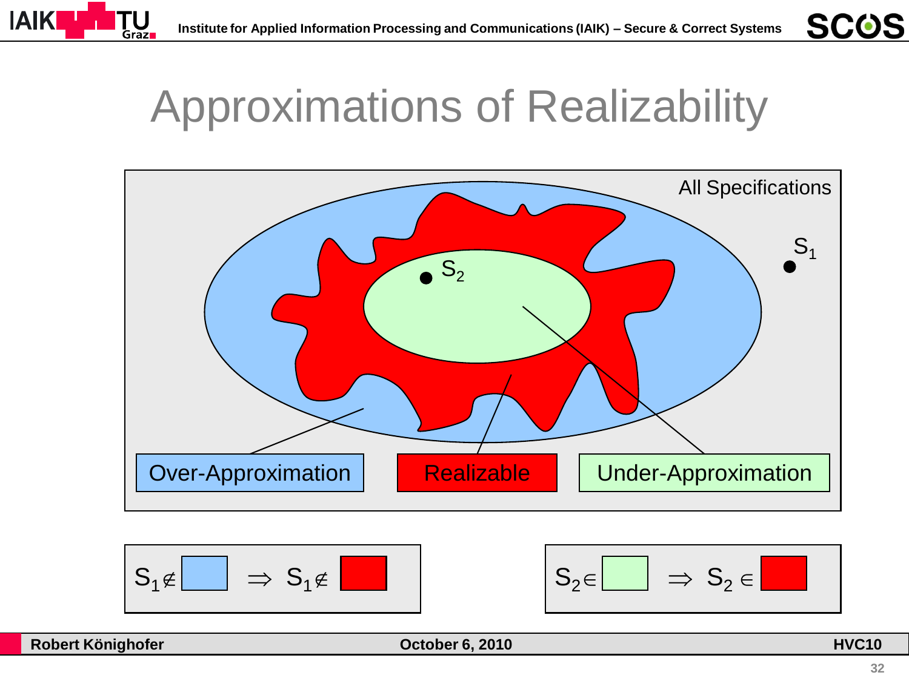# Approximations of Realizability

All Specifications

$S_1$

$S_2$

Over-Approximation

Realizable

Under-Approximation

$S_1 \notin$ [blue] $\Rightarrow$ $S_1 \notin$ [red]

$S_2 \in$ [green] $\Rightarrow$ $S_2 \in$ [red]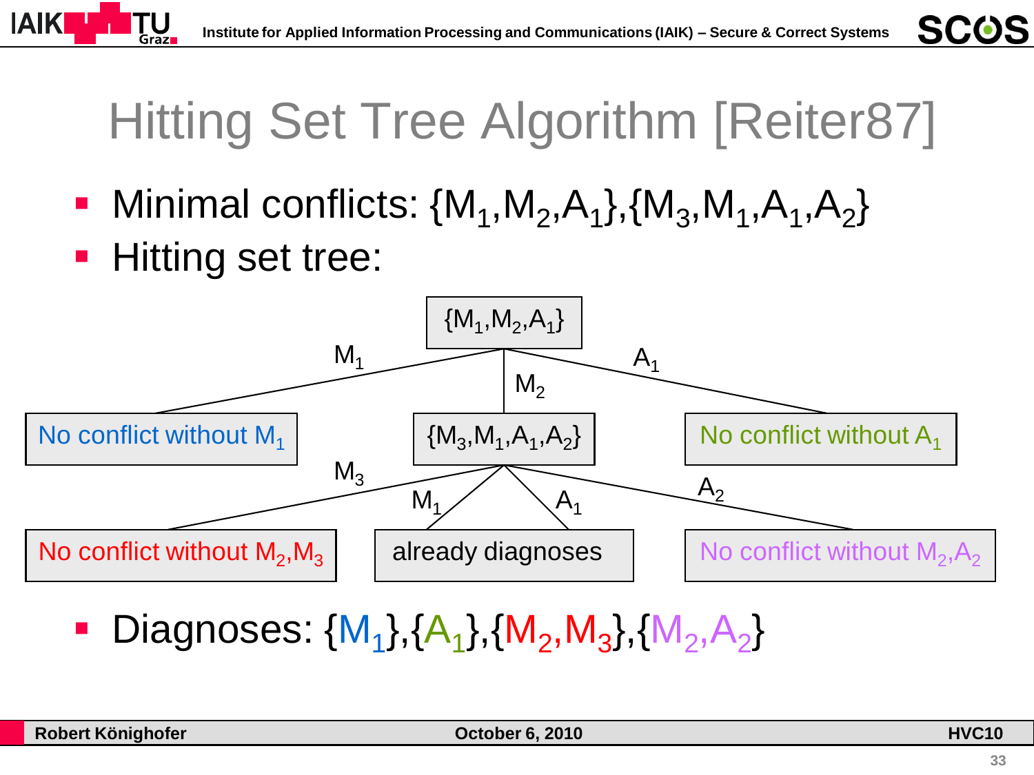# Hitting Set Tree Algorithm [Reiter87]

- Minimal conflicts: $\{M_1,M_2,A_1\}$,$\{M_3,M_1,A_1,A_2\}$
- Hitting set tree:

$\{M_1,M_2,A_1\}$

$M_1$

$M_2$

$A_1$

No conflict without $M_1$

$\{M_3,M_1,A_1,A_2\}$

No conflict without $A_1$

$M_3$

$M_1$

$A_1$

$A_2$

No conflict without $M_2$,$M_3$

already diagnoses

No conflict without $M_2$,$A_2$

- Diagnoses: $\{M_1\}$,$\{A_1\}$,$\{M_2,M_3\}$,$\{M_2,A_2\}$